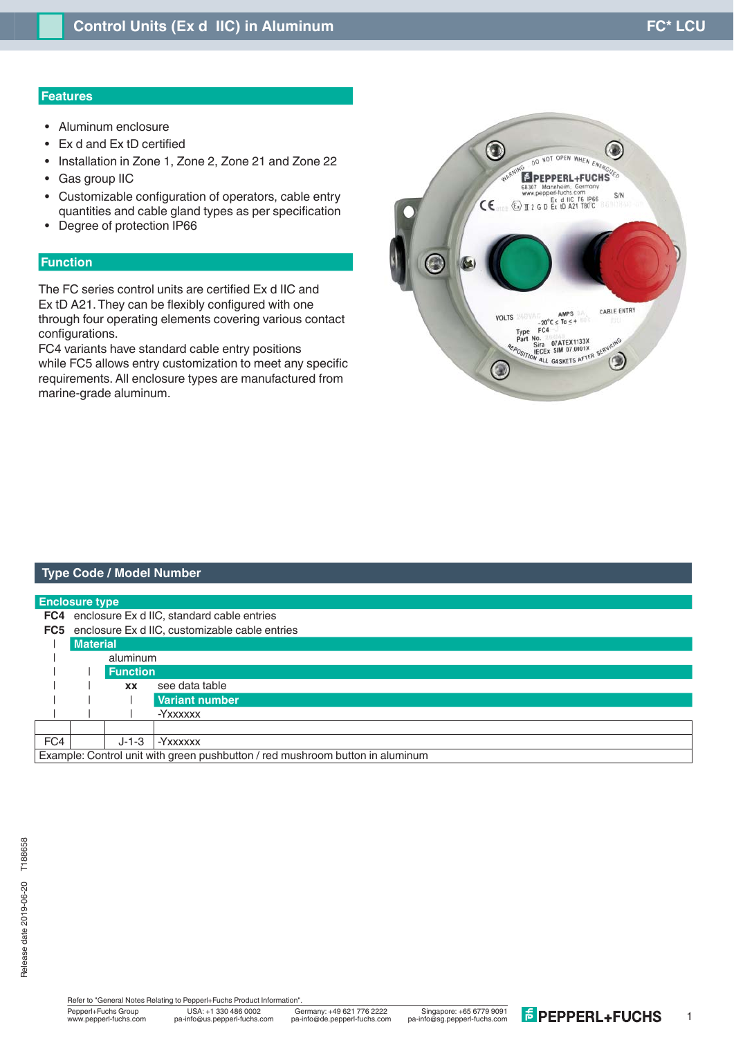# Control Units (Ex d IIC) in Aluminum

FC* LCU

## Features

- Aluminum enclosure
- Ex d and Ex tD certified
- Installation in Zone 1, Zone 2, Zone 21 and Zone 22
- Gas group IIC
- Customizable configuration of operators, cable entry quantities and cable gland types as per specification
- Degree of protection IP66

## Function

The FC series control units are certified Ex d IIC and Ex tD A21. They can be flexibly configured with one through four operating elements covering various contact configurations.
FC4 variants have standard cable entry positions while FC5 allows entry customization to meet any specific requirements. All enclosure types are manufactured from marine-grade aluminum.

## Type Code / Model Number

**Enclosure type**

**FC4** enclosure Ex d IIC, standard cable entries
**FC5** enclosure Ex d IIC, customizable cable entries

**Material**

aluminum

**Function**

**xx** see data table

**Variant number**

-Yxxxxxx

| FC4 | | J-1-3 | -Yxxxxxx |
|---|---|---|---|

Example: Control unit with green pushbutton / red mushroom button in aluminum

Release date 2019-06-20 T188658

Refer to "General Notes Relating to Pepperl+Fuchs Product Information".
Pepperl+Fuchs Group www.pepperl-fuchs.com | USA: +1 330 486 0002 pa-info@us.pepperl-fuchs.com | Germany: +49 621 776 2222 pa-info@de.pepperl-fuchs.com | Singapore: +65 6779 9091 pa-info@sg.pepperl-fuchs.com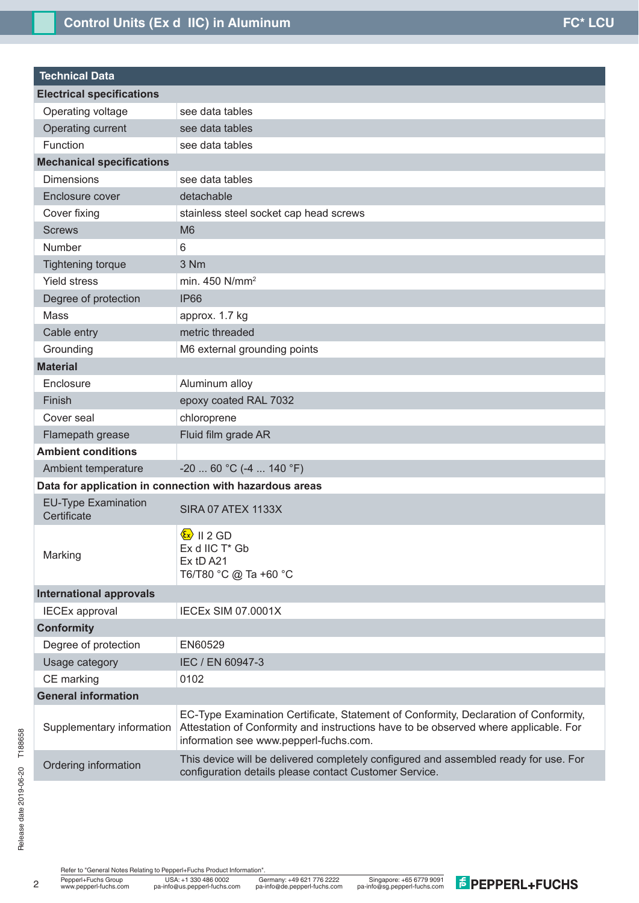| Technical Data | |
|---|---|
| **Electrical specifications** | |
| Operating voltage | see data tables |
| Operating current | see data tables |
| Function | see data tables |
| **Mechanical specifications** | |
| Dimensions | see data tables |
| Enclosure cover | detachable |
| Cover fixing | stainless steel socket cap head screws |
| Screws | M6 |
| Number | 6 |
| Tightening torque | 3 Nm |
| Yield stress | min. 450 N/mm² |
| Degree of protection | IP66 |
| Mass | approx. 1.7 kg |
| Cable entry | metric threaded |
| Grounding | M6 external grounding points |
| **Material** | |
| Enclosure | Aluminum alloy |
| Finish | epoxy coated RAL 7032 |
| Cover seal | chloroprene |
| Flamepath grease | Fluid film grade AR |
| **Ambient conditions** | |
| Ambient temperature | -20 ... 60 °C (-4 ... 140 °F) |
| **Data for application in connection with hazardous areas** | |
| EU-Type Examination Certificate | SIRA 07 ATEX 1133X |
| Marking | Ex II 2 GD<br>Ex d IIC T* Gb<br>Ex tD A21<br>T6/T80 °C @ Ta +60 °C |
| **International approvals** | |
| IECEx approval | IECEx SIM 07.0001X |
| **Conformity** | |
| Degree of protection | EN60529 |
| Usage category | IEC / EN 60947-3 |
| CE marking | 0102 |
| **General information** | |
| Supplementary information | EC-Type Examination Certificate, Statement of Conformity, Declaration of Conformity, Attestation of Conformity and instructions have to be observed where applicable. For information see www.pepperl-fuchs.com. |
| Ordering information | This device will be delivered completely configured and assembled ready for use. For configuration details please contact Customer Service. |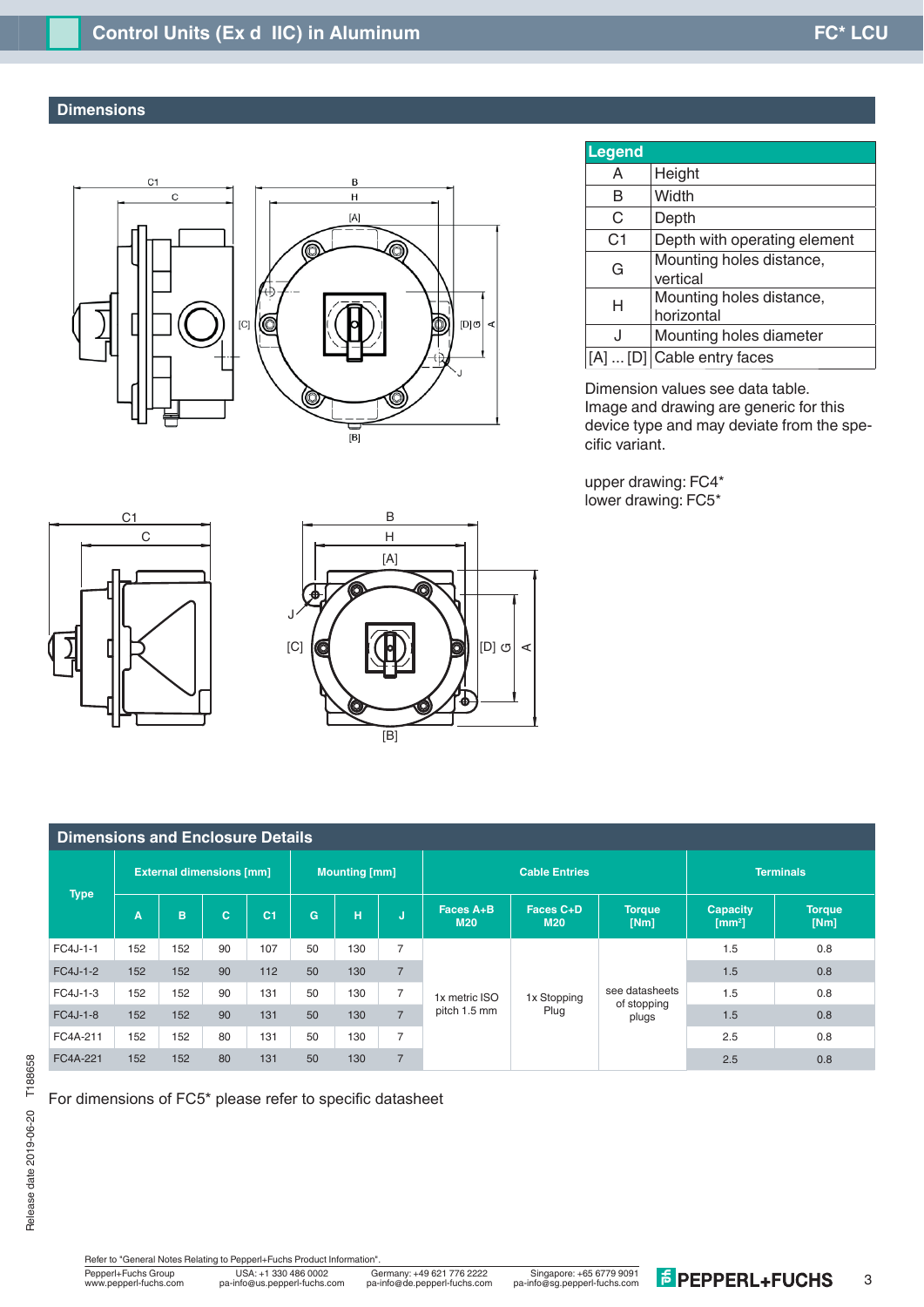## Dimensions

| Legend | |
|---|---|
| A | Height |
| B | Width |
| C | Depth |
| C1 | Depth with operating element |
| G | Mounting holes distance, vertical |
| H | Mounting holes distance, horizontal |
| J | Mounting holes diameter |
| [A] ... [D] | Cable entry faces |

Dimension values see data table.
Image and drawing are generic for this device type and may deviate from the specific variant.

upper drawing: FC4*
lower drawing: FC5*

## Dimensions and Enclosure Details

| Type | External dimensions [mm] | | | | Mounting [mm] | | | Cable Entries | | | Terminals | |
|---|---|---|---|---|---|---|---|---|---|---|---|---|
| | A | B | C | C1 | G | H | J | Faces A+B M20 | Faces C+D M20 | Torque [Nm] | Capacity [mm²] | Torque [Nm] |
| FC4J-1-1 | 152 | 152 | 90 | 107 | 50 | 130 | 7 | 1x metric ISO pitch 1.5 mm | 1x Stopping Plug | see datasheets of stopping plugs | 1.5 | 0.8 |
| FC4J-1-2 | 152 | 152 | 90 | 112 | 50 | 130 | 7 | | | | 1.5 | 0.8 |
| FC4J-1-3 | 152 | 152 | 90 | 131 | 50 | 130 | 7 | | | | 1.5 | 0.8 |
| FC4J-1-8 | 152 | 152 | 90 | 131 | 50 | 130 | 7 | | | | 1.5 | 0.8 |
| FC4A-211 | 152 | 152 | 80 | 131 | 50 | 130 | 7 | | | | 2.5 | 0.8 |
| FC4A-221 | 152 | 152 | 80 | 131 | 50 | 130 | 7 | | | | 2.5 | 0.8 |

For dimensions of FC5* please refer to specific datasheet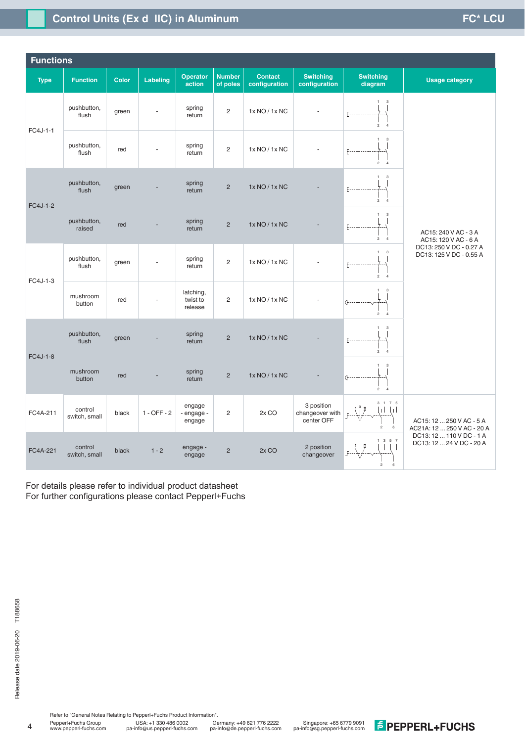## Functions

| Type | Function | Color | Labeling | Operator action | Number of poles | Contact configuration | Switching configuration | Switching diagram | Usage category |
|---|---|---|---|---|---|---|---|---|---|
| FC4J-1-1 | pushbutton, flush | green | - | spring return | 2 | 1x NO / 1x NC | - | | AC15: 240 V AC - 3 A<br>AC15: 120 V AC - 6 A<br>DC13: 250 V DC - 0.27 A<br>DC13: 125 V DC - 0.55 A |
| | pushbutton, flush | red | - | spring return | 2 | 1x NO / 1x NC | - | | |
| FC4J-1-2 | pushbutton, flush | green | - | spring return | 2 | 1x NO / 1x NC | - | | |
| | pushbutton, raised | red | - | spring return | 2 | 1x NO / 1x NC | - | | |
| FC4J-1-3 | pushbutton, flush | green | - | spring return | 2 | 1x NO / 1x NC | - | | |
| | mushroom button | red | - | latching, twist to release | 2 | 1x NO / 1x NC | - | | |
| FC4J-1-8 | pushbutton, flush | green | - | spring return | 2 | 1x NO / 1x NC | - | | |
| | mushroom button | red | - | spring return | 2 | 1x NO / 1x NC | - | | |
| FC4A-211 | control switch, small | black | 1 - OFF - 2 | engage - engage - engage | 2 | 2x CO | 3 position changeover with center OFF | | AC15: 12 ... 250 V AC - 5 A<br>AC21A: 12 ... 250 V AC - 20 A<br>DC13: 12 ... 110 V DC - 1 A<br>DC13: 12 ... 24 V DC - 20 A |
| FC4A-221 | control switch, small | black | 1 - 2 | engage - engage | 2 | 2x CO | 2 position changeover | | |

For details please refer to individual product datasheet
For further configurations please contact Pepperl+Fuchs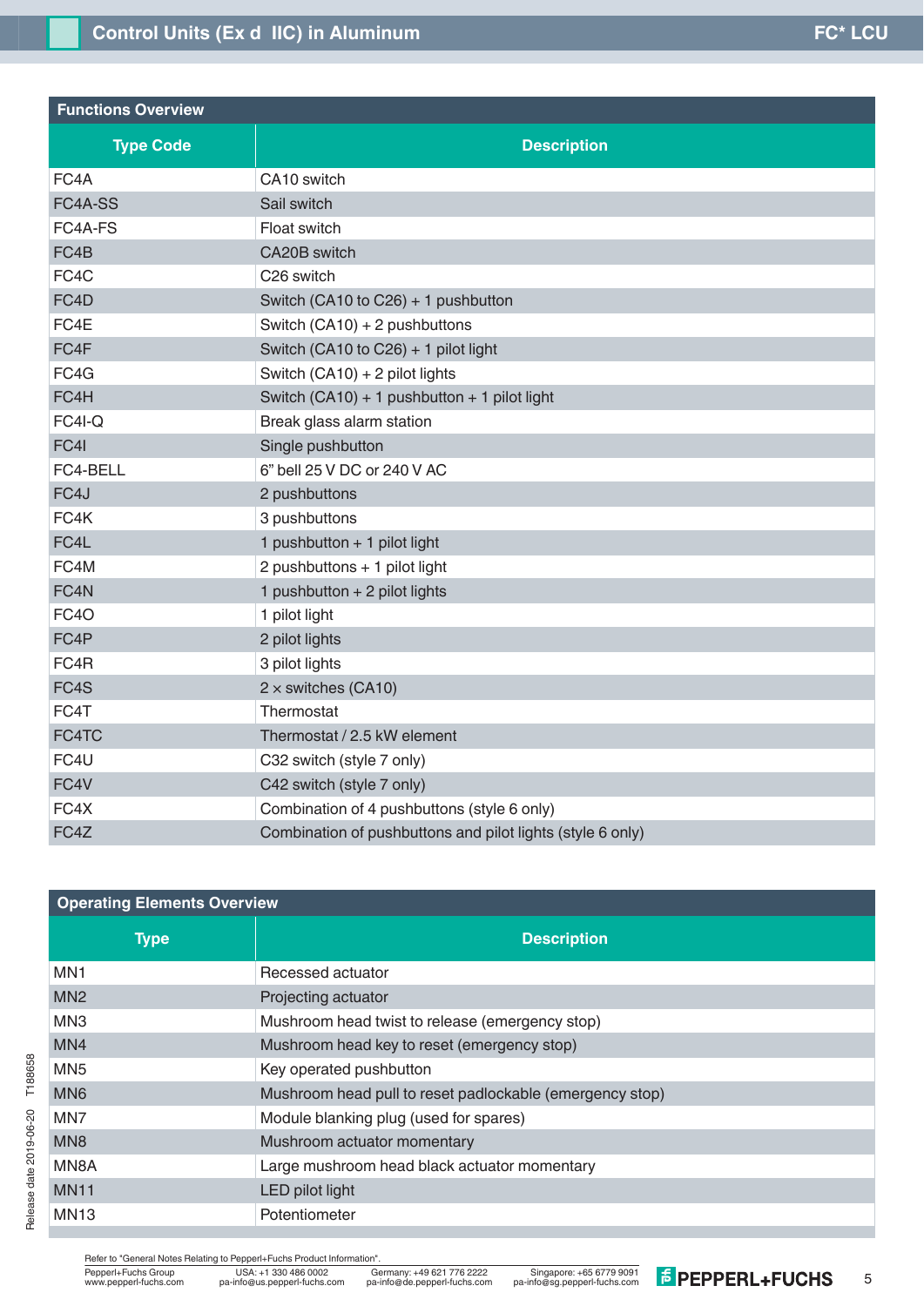## Functions Overview

| Type Code | Description |
|---|---|
| FC4A | CA10 switch |
| FC4A-SS | Sail switch |
| FC4A-FS | Float switch |
| FC4B | CA20B switch |
| FC4C | C26 switch |
| FC4D | Switch (CA10 to C26) + 1 pushbutton |
| FC4E | Switch (CA10) + 2 pushbuttons |
| FC4F | Switch (CA10 to C26) + 1 pilot light |
| FC4G | Switch (CA10) + 2 pilot lights |
| FC4H | Switch (CA10) + 1 pushbutton + 1 pilot light |
| FC4I-Q | Break glass alarm station |
| FC4I | Single pushbutton |
| FC4-BELL | 6" bell 25 V DC or 240 V AC |
| FC4J | 2 pushbuttons |
| FC4K | 3 pushbuttons |
| FC4L | 1 pushbutton + 1 pilot light |
| FC4M | 2 pushbuttons + 1 pilot light |
| FC4N | 1 pushbutton + 2 pilot lights |
| FC4O | 1 pilot light |
| FC4P | 2 pilot lights |
| FC4R | 3 pilot lights |
| FC4S | 2 × switches (CA10) |
| FC4T | Thermostat |
| FC4TC | Thermostat / 2.5 kW element |
| FC4U | C32 switch (style 7 only) |
| FC4V | C42 switch (style 7 only) |
| FC4X | Combination of 4 pushbuttons (style 6 only) |
| FC4Z | Combination of pushbuttons and pilot lights (style 6 only) |

## Operating Elements Overview

| Type | Description |
|---|---|
| MN1 | Recessed actuator |
| MN2 | Projecting actuator |
| MN3 | Mushroom head twist to release (emergency stop) |
| MN4 | Mushroom head key to reset (emergency stop) |
| MN5 | Key operated pushbutton |
| MN6 | Mushroom head pull to reset padlockable (emergency stop) |
| MN7 | Module blanking plug (used for spares) |
| MN8 | Mushroom actuator momentary |
| MN8A | Large mushroom head black actuator momentary |
| MN11 | LED pilot light |
| MN13 | Potentiometer |